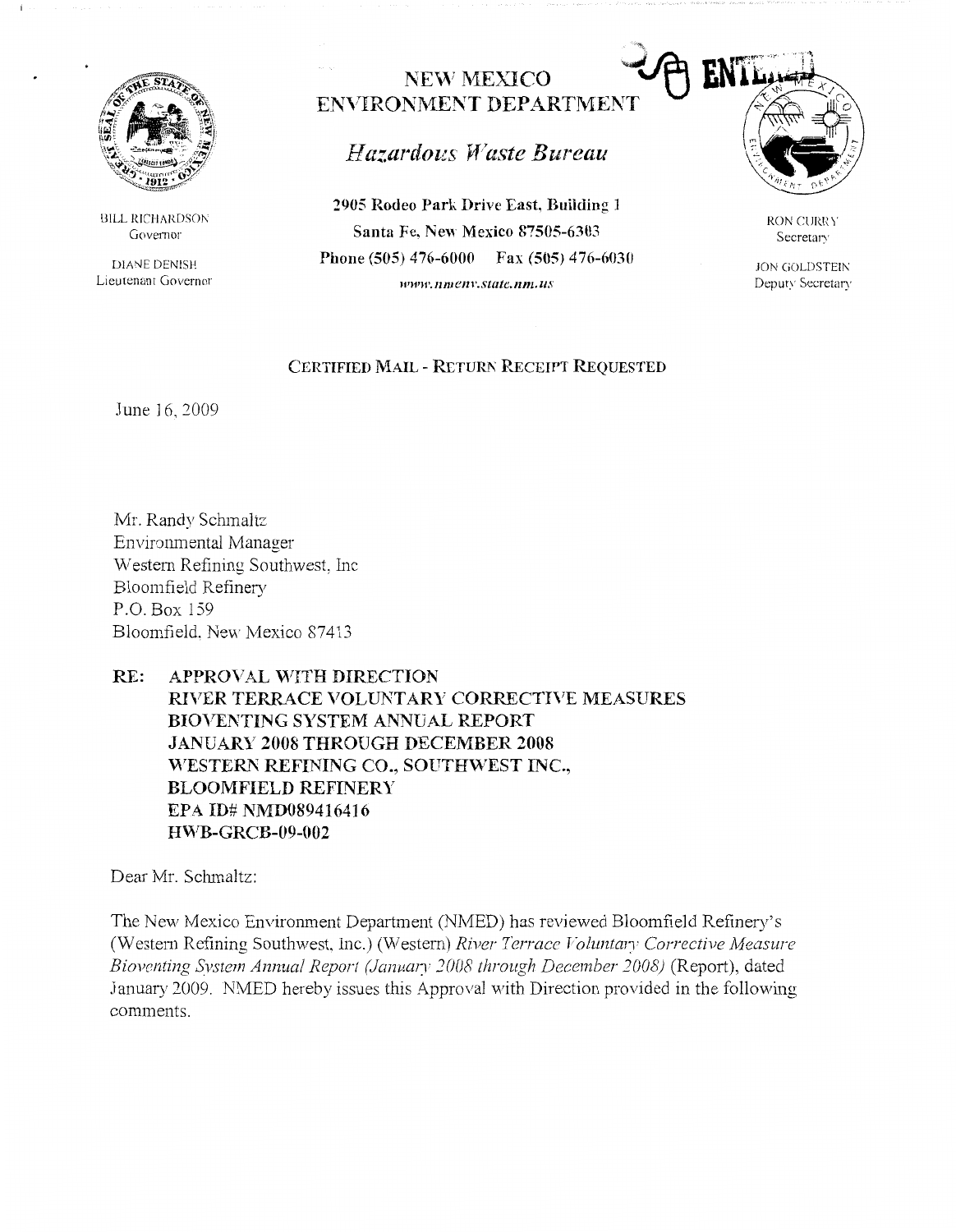BILL RICHARDSON
Governor

DIANE DENISH
Lieutenant Governor

# NEW MEXICO ENVIRONMENT DEPARTMENT

## *Hazardous Waste Bureau*

**2905 Rodeo Park Drive East, Building 1**
**Santa Fe, New Mexico 87505-6303**
**Phone (505) 476-6000 Fax (505) 476-6030**
***www.nmenv.state.nm.us***

RON CURRY
Secretary

JON GOLDSTEIN
Deputy Secretary

ENTERED

CERTIFIED MAIL - RETURN RECEIPT REQUESTED

June 16, 2009

Mr. Randy Schmaltz
Environmental Manager
Western Refining Southwest, Inc
Bloomfield Refinery
P.O. Box 159
Bloomfield, New Mexico 87413

**RE: APPROVAL WITH DIRECTION**
**RIVER TERRACE VOLUNTARY CORRECTIVE MEASURES**
**BIOVENTING SYSTEM ANNUAL REPORT**
**JANUARY 2008 THROUGH DECEMBER 2008**
**WESTERN REFINING CO., SOUTHWEST INC.,**
**BLOOMFIELD REFINERY**
**EPA ID# NMD089416416**
**HWB-GRCB-09-002**

Dear Mr. Schmaltz:

The New Mexico Environment Department (NMED) has reviewed Bloomfield Refinery's (Western Refining Southwest, Inc.) (Western) *River Terrace Voluntary Corrective Measure Bioventing System Annual Report (January 2008 through December 2008)* (Report), dated January 2009. NMED hereby issues this Approval with Direction provided in the following comments.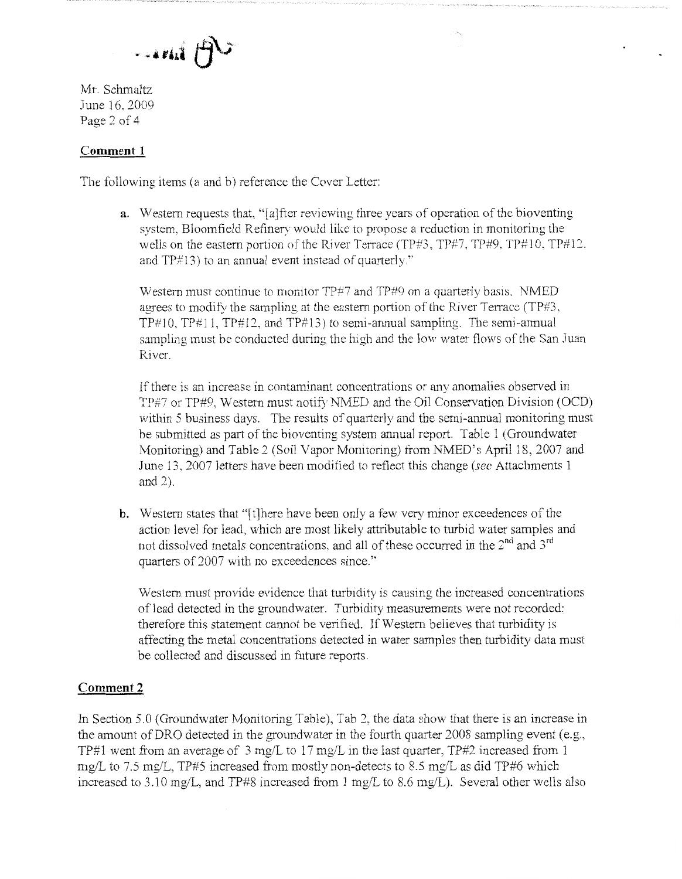Mr. Schmaltz
June 16, 2009

## Comment 1

The following items (a and b) reference the Cover Letter:

**a.** Western requests that, "[a]fter reviewing three years of operation of the bioventing system, Bloomfield Refinery would like to propose a reduction in monitoring the wells on the eastern portion of the River Terrace (TP#3, TP#7, TP#9, TP#10, TP#12, and TP#13) to an annual event instead of quarterly."

Western must continue to monitor TP#7 and TP#9 on a quarterly basis. NMED agrees to modify the sampling at the eastern portion of the River Terrace (TP#3, TP#10, TP#11, TP#12, and TP#13) to semi-annual sampling. The semi-annual sampling must be conducted during the high and the low water flows of the San Juan River.

If there is an increase in contaminant concentrations or any anomalies observed in TP#7 or TP#9, Western must notify NMED and the Oil Conservation Division (OCD) within 5 business days. The results of quarterly and the semi-annual monitoring must be submitted as part of the bioventing system annual report. Table 1 (Groundwater Monitoring) and Table 2 (Soil Vapor Monitoring) from NMED's April 18, 2007 and June 13, 2007 letters have been modified to reflect this change (*see* Attachments 1 and 2).

**b.** Western states that "[t]here have been only a few very minor exceedences of the action level for lead, which are most likely attributable to turbid water samples and not dissolved metals concentrations, and all of these occurred in the 2nd and 3rd quarters of 2007 with no exceedences since."

Western must provide evidence that turbidity is causing the increased concentrations of lead detected in the groundwater. Turbidity measurements were not recorded; therefore this statement cannot be verified. If Western believes that turbidity is affecting the metal concentrations detected in water samples then turbidity data must be collected and discussed in future reports.

## Comment 2

In Section 5.0 (Groundwater Monitoring Table), Tab 2, the data show that there is an increase in the amount of DRO detected in the groundwater in the fourth quarter 2008 sampling event (e.g., TP#1 went from an average of 3 mg/L to 17 mg/L in the last quarter, TP#2 increased from 1 mg/L to 7.5 mg/L, TP#5 increased from mostly non-detects to 8.5 mg/L as did TP#6 which increased to 3.10 mg/L, and TP#8 increased from 1 mg/L to 8.6 mg/L). Several other wells also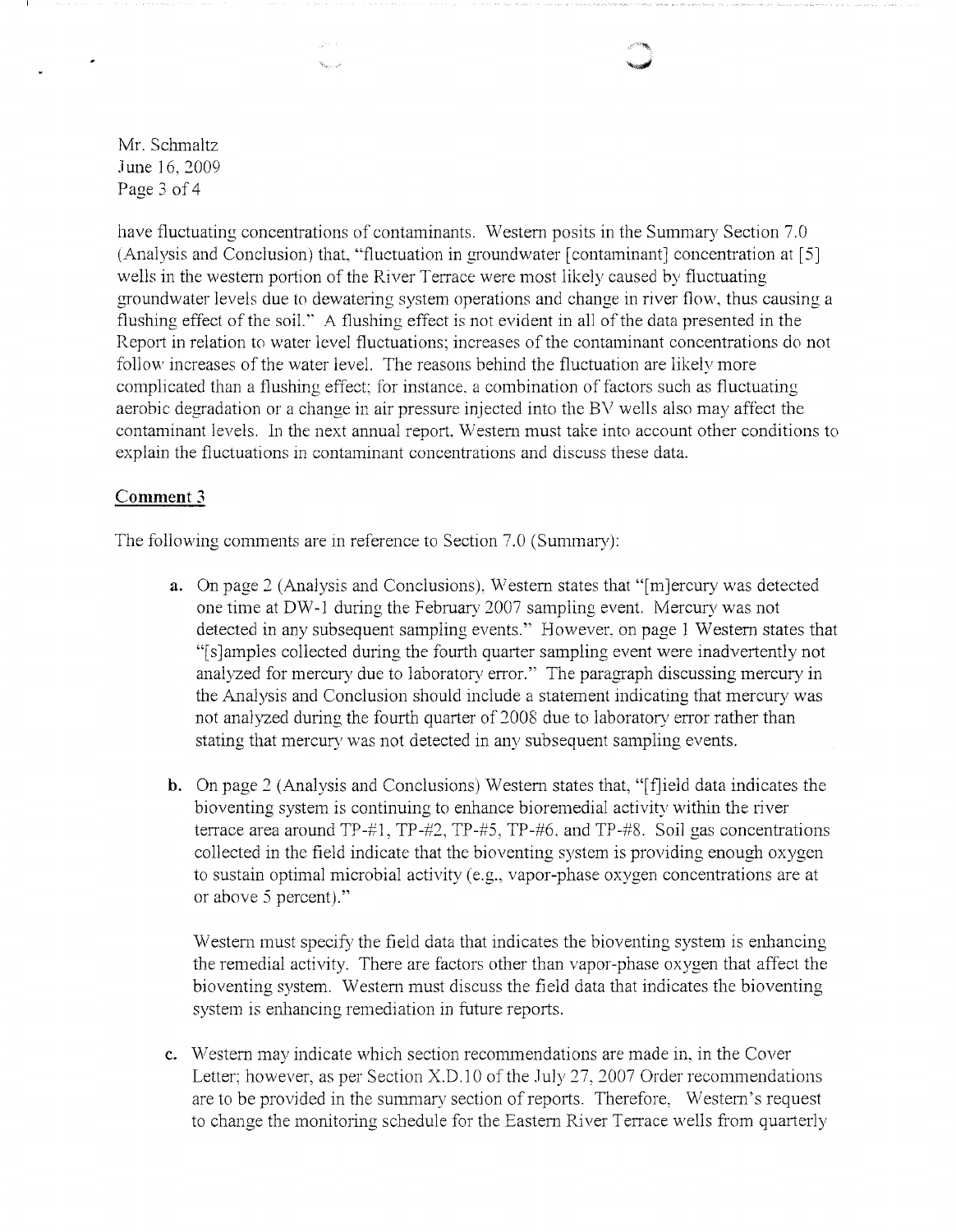have fluctuating concentrations of contaminants. Western posits in the Summary Section 7.0 (Analysis and Conclusion) that, "fluctuation in groundwater [contaminant] concentration at [5] wells in the western portion of the River Terrace were most likely caused by fluctuating groundwater levels due to dewatering system operations and change in river flow, thus causing a flushing effect of the soil." A flushing effect is not evident in all of the data presented in the Report in relation to water level fluctuations; increases of the contaminant concentrations do not follow increases of the water level. The reasons behind the fluctuation are likely more complicated than a flushing effect; for instance, a combination of factors such as fluctuating aerobic degradation or a change in air pressure injected into the BV wells also may affect the contaminant levels. In the next annual report, Western must take into account other conditions to explain the fluctuations in contaminant concentrations and discuss these data.

**Comment 3**

The following comments are in reference to Section 7.0 (Summary):

**a.** On page 2 (Analysis and Conclusions), Western states that "[m]ercury was detected one time at DW-1 during the February 2007 sampling event. Mercury was not detected in any subsequent sampling events." However, on page 1 Western states that "[s]amples collected during the fourth quarter sampling event were inadvertently not analyzed for mercury due to laboratory error." The paragraph discussing mercury in the Analysis and Conclusion should include a statement indicating that mercury was not analyzed during the fourth quarter of 2008 due to laboratory error rather than stating that mercury was not detected in any subsequent sampling events.

**b.** On page 2 (Analysis and Conclusions) Western states that, "[f]ield data indicates the bioventing system is continuing to enhance bioremedial activity within the river terrace area around TP-#1, TP-#2, TP-#5, TP-#6, and TP-#8. Soil gas concentrations collected in the field indicate that the bioventing system is providing enough oxygen to sustain optimal microbial activity (e.g., vapor-phase oxygen concentrations are at or above 5 percent)."

Western must specify the field data that indicates the bioventing system is enhancing the remedial activity. There are factors other than vapor-phase oxygen that affect the bioventing system. Western must discuss the field data that indicates the bioventing system is enhancing remediation in future reports.

**c.** Western may indicate which section recommendations are made in, in the Cover Letter; however, as per Section X.D.10 of the July 27, 2007 Order recommendations are to be provided in the summary section of reports. Therefore, Western's request to change the monitoring schedule for the Eastern River Terrace wells from quarterly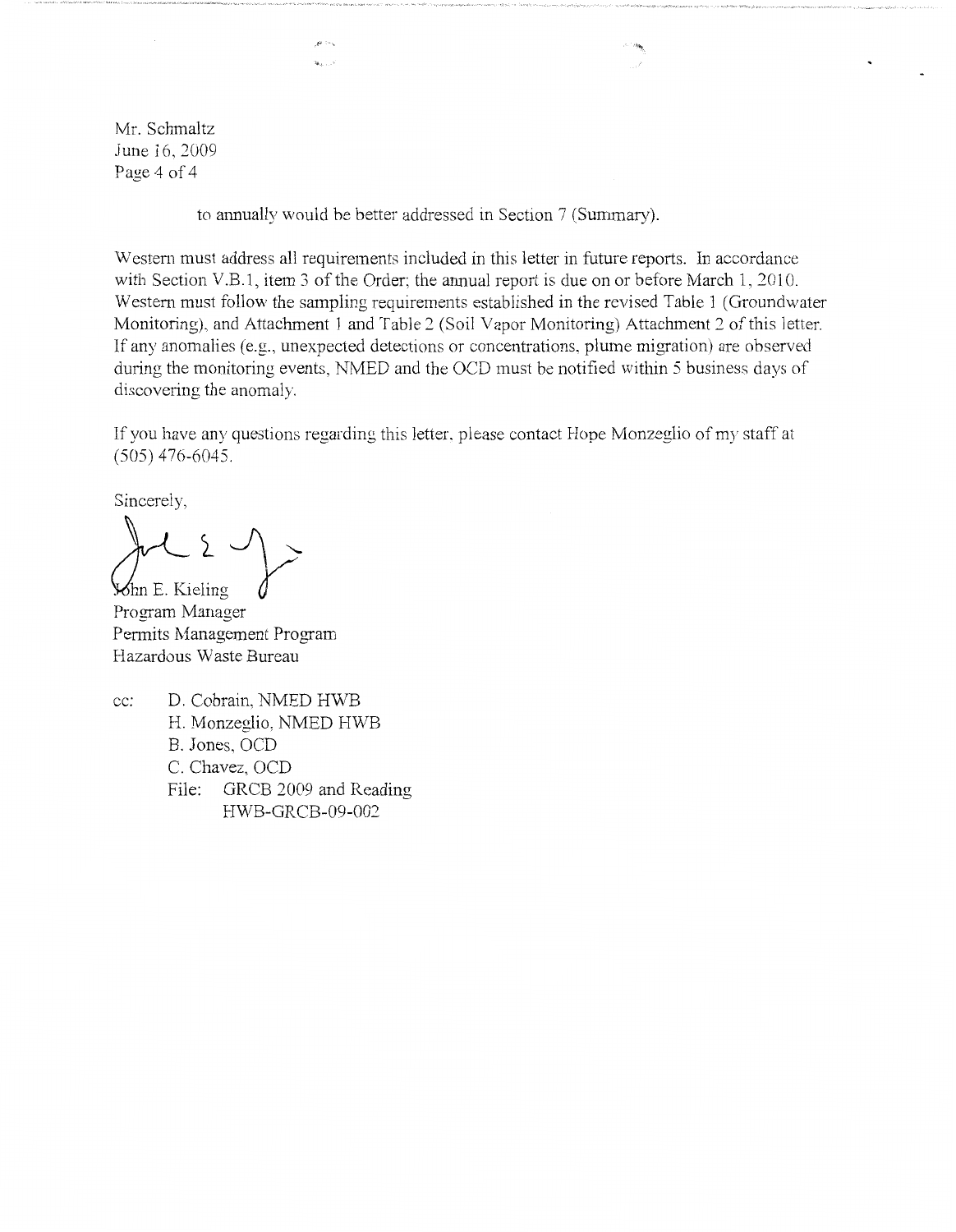to annually would be better addressed in Section 7 (Summary).

Western must address all requirements included in this letter in future reports. In accordance with Section V.B.1, item 3 of the Order; the annual report is due on or before March 1, 2010. Western must follow the sampling requirements established in the revised Table 1 (Groundwater Monitoring), and Attachment 1 and Table 2 (Soil Vapor Monitoring) Attachment 2 of this letter. If any anomalies (e.g., unexpected detections or concentrations, plume migration) are observed during the monitoring events, NMED and the OCD must be notified within 5 business days of discovering the anomaly.

If you have any questions regarding this letter, please contact Hope Monzeglio of my staff at (505) 476-6045.

Sincerely,

John E. Kieling
Program Manager
Permits Management Program
Hazardous Waste Bureau

cc: D. Cobrain, NMED HWB
H. Monzeglio, NMED HWB
B. Jones, OCD
C. Chavez, OCD
File: GRCB 2009 and Reading
HWB-GRCB-09-002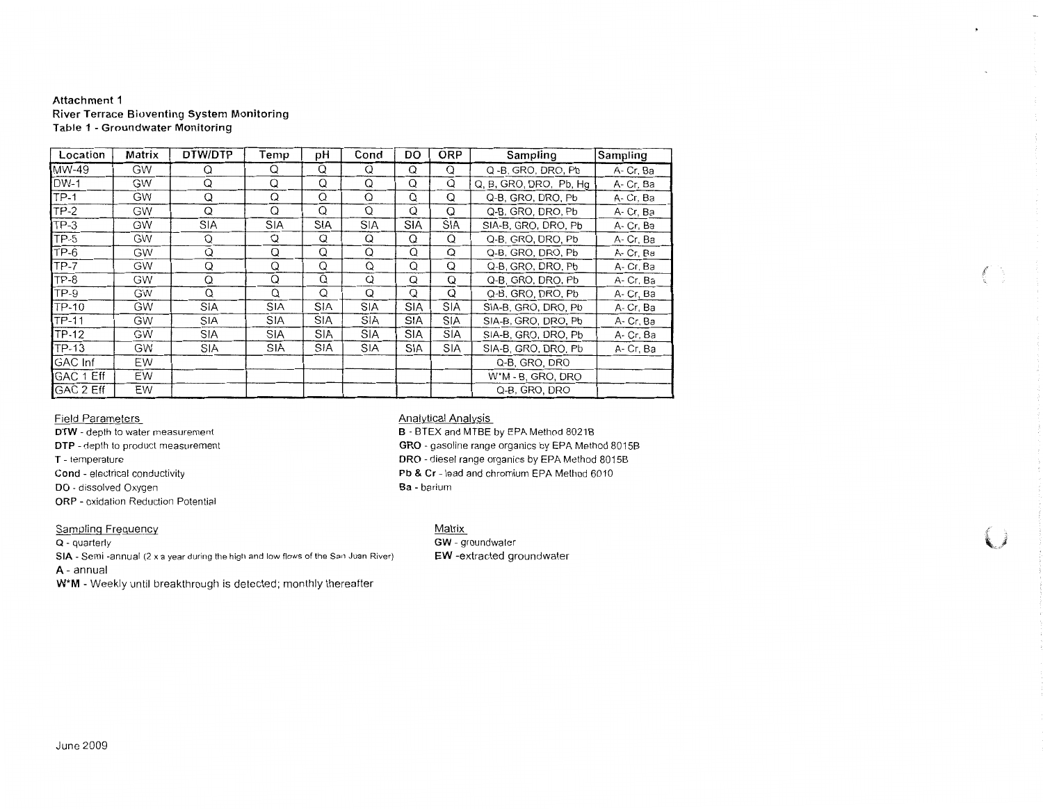Attachment 1
River Terrace Bioventing System Monitoring
Table 1 - Groundwater Monitoring

| Location | Matrix | DTW/DTP | Temp | pH | Cond | DO | ORP | Sampling | Sampling |
|---|---|---|---|---|---|---|---|---|---|
| MW-49 | GW | Q | Q | Q | Q | Q | Q | Q -B, GRO, DRO, Pb | A- Cr, Ba |
| DW-1 | GW | Q | Q | Q | Q | Q | Q | Q, B, GRO, DRO, Pb, Hg | A- Cr, Ba |
| TP-1 | GW | Q | Q | Q | Q | Q | Q | Q-B, GRO, DRO, Pb | A- Cr, Ba |
| TP-2 | GW | Q | Q | Q | Q | Q | Q | Q-B, GRO, DRO, Pb | A- Cr, Ba |
| TP-3 | GW | SIA | SIA | SIA | SIA | SIA | SIA | SIA-B, GRO, DRO, Pb | A- Cr, Ba |
| TP-5 | GW | Q | Q | Q | Q | Q | Q | Q-B, GRO, DRO, Pb | A- Cr, Ba |
| TP-6 | GW | Q | Q | Q | Q | Q | Q | Q-B, GRO, DRO, Pb | A- Cr, Ba |
| TP-7 | GW | Q | Q | Q | Q | Q | Q | Q-B, GRO, DRO, Pb | A- Cr, Ba |
| TP-8 | GW | Q | Q | Q | Q | Q | Q | Q-B, GRO, DRO, Pb | A- Cr, Ba |
| TP-9 | GW | Q | Q | Q | Q | Q | Q | Q-B, GRO, DRO, Pb | A- Cr, Ba |
| TP-10 | GW | SIA | SIA | SIA | SIA | SIA | SIA | SIA-B, GRO, DRO, Pb | A- Cr, Ba |
| TP-11 | GW | SIA | SIA | SIA | SIA | SIA | SIA | SIA-B, GRO, DRO, Pb | A- Cr, Ba |
| TP-12 | GW | SIA | SIA | SIA | SIA | SIA | SIA | SIA-B, GRO, DRO, Pb | A- Cr, Ba |
| TP-13 | GW | SIA | SIA | SIA | SIA | SIA | SIA | SIA-B, GRO, DRO, Pb | A- Cr, Ba |
| GAC Inf | EW | | | | | | | Q-B, GRO, DRO | |
| GAC 1 Eff | EW | | | | | | | W*M - B, GRO, DRO | |
| GAC 2 Eff | EW | | | | | | | Q-B, GRO, DRO | |

Field Parameters

**DTW** - depth to water measurement
**DTP** - depth to product measurement
**T** - temperature
**Cond** - electrical conductivity
**DO** - dissolved Oxygen
**ORP** - oxidation Reduction Potential

Analytical Analysis

**B** - BTEX and MTBE by EPA Method 8021B
**GRO** - gasoline range organics by EPA Method 8015B
**DRO** - diesel range organics by EPA Method 8015B
**Pb & Cr** - lead and chromium EPA Method 6010
**Ba** - barium

Sampling Frequency

**Q** - quarterly
**SIA** - Semi -annual (2 x a year during the high and low flows of the San Juan River)
**A** - annual
**W*M** - Weekly until breakthrough is detected; monthly thereafter

Matrix

**GW** - groundwater
**EW** -extracted groundwater

June 2009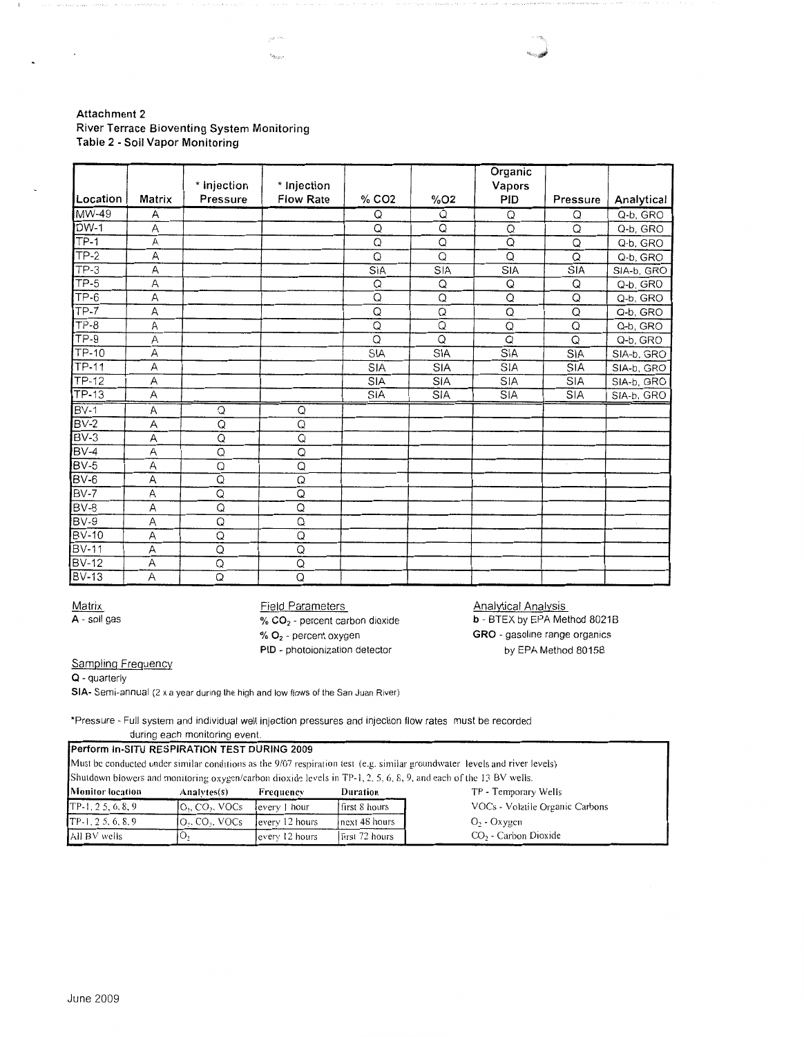**Attachment 2**
**River Terrace Bioventing System Monitoring**
**Table 2 - Soil Vapor Monitoring**

| Location | Matrix | * Injection Pressure | * Injection Flow Rate | % CO2 | %O2 | Organic Vapors PID | Pressure | Analytical |
|---|---|---|---|---|---|---|---|---|
| MW-49 | A | | | Q | Q | Q | Q | Q-b, GRO |
| DW-1 | A | | | Q | Q | Q | Q | Q-b, GRO |
| TP-1 | A | | | Q | Q | Q | Q | Q-b, GRO |
| TP-2 | A | | | Q | Q | Q | Q | Q-b, GRO |
| TP-3 | A | | | SIA | SIA | SIA | SIA | SIA-b, GRO |
| TP-5 | A | | | Q | Q | Q | Q | Q-b, GRO |
| TP-6 | A | | | Q | Q | Q | Q | Q-b, GRO |
| TP-7 | A | | | Q | Q | Q | Q | Q-b, GRO |
| TP-8 | A | | | Q | Q | Q | Q | Q-b, GRO |
| TP-9 | A | | | Q | Q | Q | Q | Q-b, GRO |
| TP-10 | A | | | SIA | SIA | SIA | SIA | SIA-b, GRO |
| TP-11 | A | | | SIA | SIA | SIA | SIA | SIA-b, GRO |
| TP-12 | A | | | SIA | SIA | SIA | SIA | SIA-b, GRO |
| TP-13 | A | | | SIA | SIA | SIA | SIA | SIA-b, GRO |
| BV-1 | A | Q | Q | | | | | |
| BV-2 | A | Q | Q | | | | | |
| BV-3 | A | Q | Q | | | | | |
| BV-4 | A | Q | Q | | | | | |
| BV-5 | A | Q | Q | | | | | |
| BV-6 | A | Q | Q | | | | | |
| BV-7 | A | Q | Q | | | | | |
| BV-8 | A | Q | Q | | | | | |
| BV-9 | A | Q | Q | | | | | |
| BV-10 | A | Q | Q | | | | | |
| BV-11 | A | Q | Q | | | | | |
| BV-12 | A | Q | Q | | | | | |
| BV-13 | A | Q | Q | | | | | |

Matrix
**A** - soil gas

Field Parameters
**% $CO_2$** - percent carbon dioxide
**% $O_2$** - percent oxygen
**PID** - photoionization detector

Analytical Analysis
**b** - BTEX by EPA Method 8021B
**GRO** - gasoline range organics by EPA Method 8015B

Sampling Frequency
**Q** - quarterly
**SIA**- Semi-annual (2 x a year during the high and low flows of the San Juan River)

*Pressure - Full system and individual well injection pressures and injection flow rates must be recorded during each monitoring event.

**Perform In-SITU RESPIRATION TEST DURING 2009**

Must be conducted under similar conditions as the 9/07 respiration test (e.g. similar groundwater levels and river levels)

Shutdown blowers and monitoring oxygen/carbon dioxide levels in TP-1, 2, 5, 6, 8, 9, and each of the 13 BV wells.

| Monitor location | Analytes(s) | Frequency | Duration |
|---|---|---|---|
| TP-1, 2 5, 6, 8, 9 | $O_2$, $CO_2$, VOCs | every 1 hour | first 8 hours |
| TP-1, 2 5, 6, 8, 9 | $O_2$, $CO_2$, VOCs | every 12 hours | next 48 hours |
| All BV wells | $O_2$ | every 12 hours | first 72 hours |

TP - Temporary Wells
VOCs - Volatile Organic Carbons
$O_2$ - Oxygen
$CO_2$ - Carbon Dioxide

June 2009